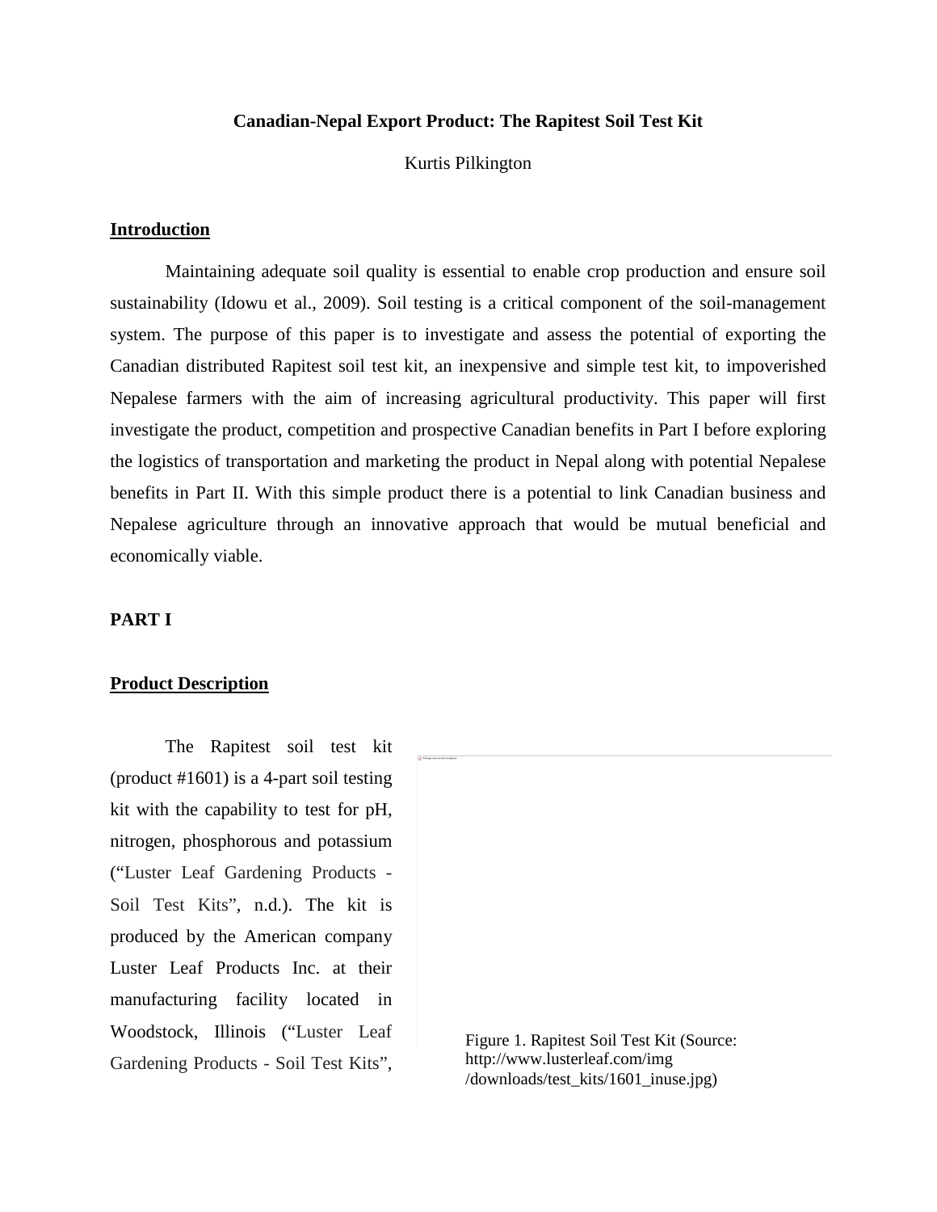**Canadian-Nepal Export Product: The Rapitest Soil Test Kit**

Kurtis Pilkington

## Introduction

Maintaining adequate soil quality is essential to enable crop production and ensure soil sustainability (Idowu et al., 2009). Soil testing is a critical component of the soil-management system. The purpose of this paper is to investigate and assess the potential of exporting the Canadian distributed Rapitest soil test kit, an inexpensive and simple test kit, to impoverished Nepalese farmers with the aim of increasing agricultural productivity. This paper will first investigate the product, competition and prospective Canadian benefits in Part I before exploring the logistics of transportation and marketing the product in Nepal along with potential Nepalese benefits in Part II. With this simple product there is a potential to link Canadian business and Nepalese agriculture through an innovative approach that would be mutual beneficial and economically viable.

## PART I

## Product Description

The Rapitest soil test kit (product #1601) is a 4-part soil testing kit with the capability to test for pH, nitrogen, phosphorous and potassium ("Luster Leaf Gardening Products - Soil Test Kits", n.d.). The kit is produced by the American company Luster Leaf Products Inc. at their manufacturing facility located in Woodstock, Illinois ("Luster Leaf Gardening Products - Soil Test Kits",

Figure 1. Rapitest Soil Test Kit (Source: http://www.lusterleaf.com/img/downloads/test_kits/1601_inuse.jpg)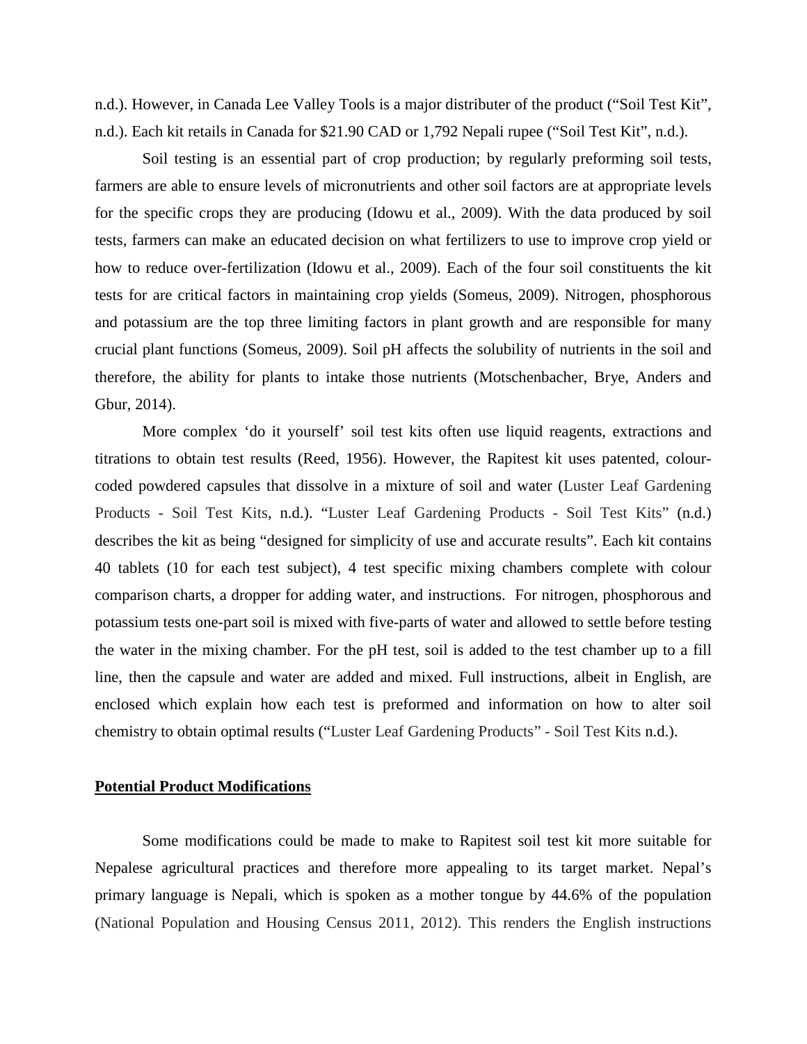n.d.). However, in Canada Lee Valley Tools is a major distributer of the product (“Soil Test Kit”, n.d.). Each kit retails in Canada for $21.90 CAD or 1,792 Nepali rupee (“Soil Test Kit”, n.d.).

Soil testing is an essential part of crop production; by regularly preforming soil tests, farmers are able to ensure levels of micronutrients and other soil factors are at appropriate levels for the specific crops they are producing (Idowu et al., 2009). With the data produced by soil tests, farmers can make an educated decision on what fertilizers to use to improve crop yield or how to reduce over-fertilization (Idowu et al., 2009). Each of the four soil constituents the kit tests for are critical factors in maintaining crop yields (Someus, 2009). Nitrogen, phosphorous and potassium are the top three limiting factors in plant growth and are responsible for many crucial plant functions (Someus, 2009). Soil pH affects the solubility of nutrients in the soil and therefore, the ability for plants to intake those nutrients (Motschenbacher, Brye, Anders and Gbur, 2014).

More complex ‘do it yourself’ soil test kits often use liquid reagents, extractions and titrations to obtain test results (Reed, 1956). However, the Rapitest kit uses patented, colour-coded powdered capsules that dissolve in a mixture of soil and water (Luster Leaf Gardening Products - Soil Test Kits, n.d.). “Luster Leaf Gardening Products - Soil Test Kits” (n.d.) describes the kit as being “designed for simplicity of use and accurate results”. Each kit contains 40 tablets (10 for each test subject), 4 test specific mixing chambers complete with colour comparison charts, a dropper for adding water, and instructions. For nitrogen, phosphorous and potassium tests one-part soil is mixed with five-parts of water and allowed to settle before testing the water in the mixing chamber. For the pH test, soil is added to the test chamber up to a fill line, then the capsule and water are added and mixed. Full instructions, albeit in English, are enclosed which explain how each test is preformed and information on how to alter soil chemistry to obtain optimal results (“Luster Leaf Gardening Products” - Soil Test Kits n.d.).

## Potential Product Modifications

Some modifications could be made to make to Rapitest soil test kit more suitable for Nepalese agricultural practices and therefore more appealing to its target market. Nepal’s primary language is Nepali, which is spoken as a mother tongue by 44.6% of the population (National Population and Housing Census 2011, 2012). This renders the English instructions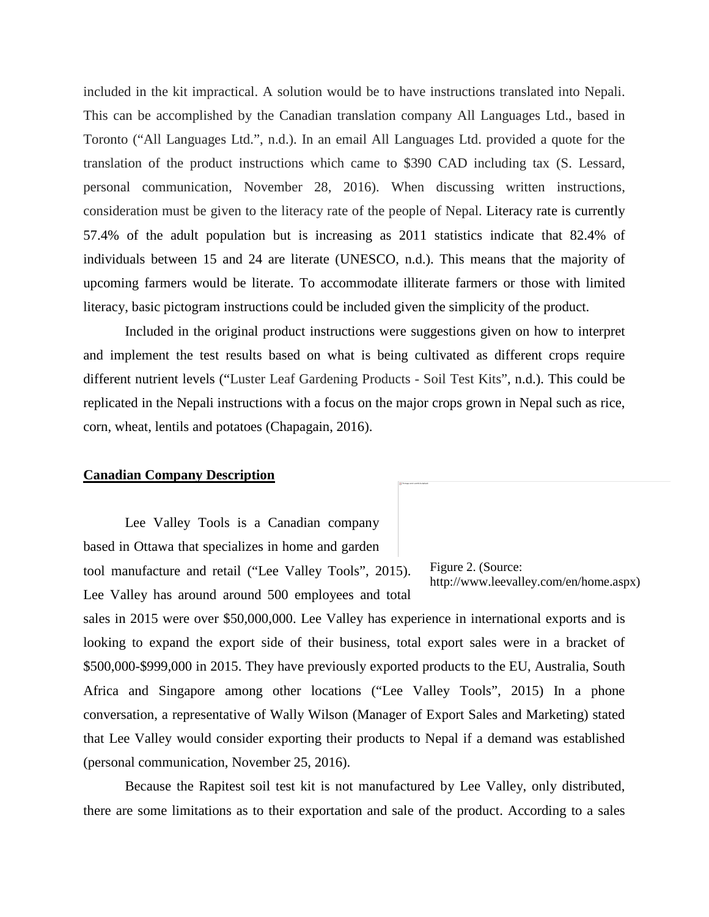included in the kit impractical. A solution would be to have instructions translated into Nepali. This can be accomplished by the Canadian translation company All Languages Ltd., based in Toronto ("All Languages Ltd.", n.d.). In an email All Languages Ltd. provided a quote for the translation of the product instructions which came to $390 CAD including tax (S. Lessard, personal communication, November 28, 2016). When discussing written instructions, consideration must be given to the literacy rate of the people of Nepal. Literacy rate is currently 57.4% of the adult population but is increasing as 2011 statistics indicate that 82.4% of individuals between 15 and 24 are literate (UNESCO, n.d.). This means that the majority of upcoming farmers would be literate. To accommodate illiterate farmers or those with limited literacy, basic pictogram instructions could be included given the simplicity of the product.

Included in the original product instructions were suggestions given on how to interpret and implement the test results based on what is being cultivated as different crops require different nutrient levels ("Luster Leaf Gardening Products - Soil Test Kits", n.d.). This could be replicated in the Nepali instructions with a focus on the major crops grown in Nepal such as rice, corn, wheat, lentils and potatoes (Chapagain, 2016).

## Canadian Company Description

Lee Valley Tools is a Canadian company based in Ottawa that specializes in home and garden tool manufacture and retail ("Lee Valley Tools", 2015). Lee Valley has around around 500 employees and total sales in 2015 were over $50,000,000. Lee Valley has experience in international exports and is looking to expand the export side of their business, total export sales were in a bracket of $500,000-$999,000 in 2015. They have previously exported products to the EU, Australia, South Africa and Singapore among other locations ("Lee Valley Tools", 2015) In a phone conversation, a representative of Wally Wilson (Manager of Export Sales and Marketing) stated that Lee Valley would consider exporting their products to Nepal if a demand was established (personal communication, November 25, 2016).

Figure 2. (Source: http://www.leevalley.com/en/home.aspx)

Because the Rapitest soil test kit is not manufactured by Lee Valley, only distributed, there are some limitations as to their exportation and sale of the product. According to a sales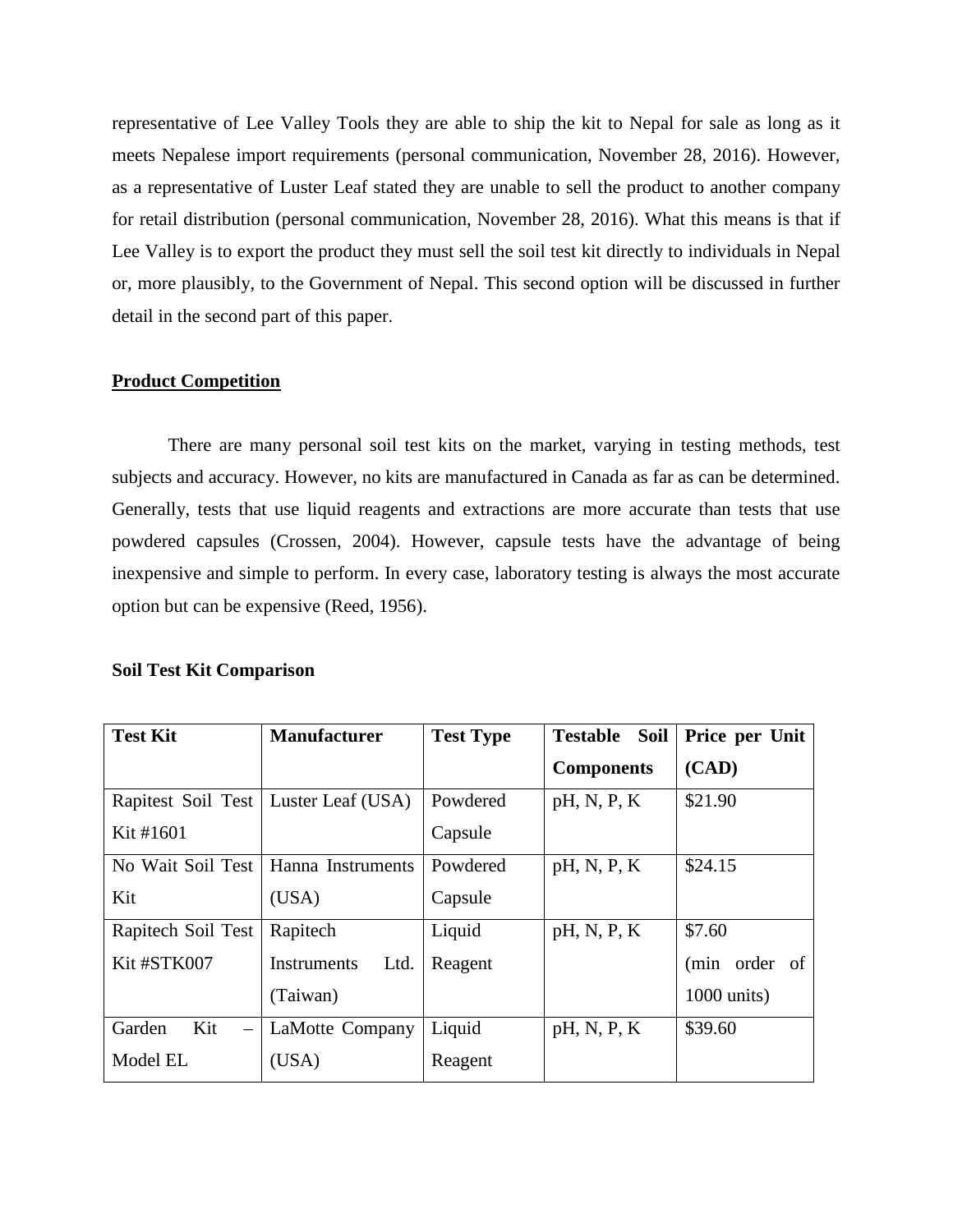representative of Lee Valley Tools they are able to ship the kit to Nepal for sale as long as it meets Nepalese import requirements (personal communication, November 28, 2016). However, as a representative of Luster Leaf stated they are unable to sell the product to another company for retail distribution (personal communication, November 28, 2016). What this means is that if Lee Valley is to export the product they must sell the soil test kit directly to individuals in Nepal or, more plausibly, to the Government of Nepal. This second option will be discussed in further detail in the second part of this paper.

## **<u>Product Competition</u>**

There are many personal soil test kits on the market, varying in testing methods, test subjects and accuracy. However, no kits are manufactured in Canada as far as can be determined. Generally, tests that use liquid reagents and extractions are more accurate than tests that use powdered capsules (Crossen, 2004). However, capsule tests have the advantage of being inexpensive and simple to perform. In every case, laboratory testing is always the most accurate option but can be expensive (Reed, 1956).

### **Soil Test Kit Comparison**

| **Test Kit** | **Manufacturer** | **Test Type** | **Testable Soil Components** | **Price per Unit (CAD)** |
|---|---|---|---|---|
| Rapitest Soil Test Kit #1601 | Luster Leaf (USA) | Powdered Capsule | pH, N, P, K | $21.90 |
| No Wait Soil Test Kit | Hanna Instruments (USA) | Powdered Capsule | pH, N, P, K | $24.15 |
| Rapitech Soil Test Kit #STK007 | Rapitech Instruments Ltd. (Taiwan) | Liquid Reagent | pH, N, P, K | $7.60 (min order of 1000 units) |
| Garden Kit – Model EL | LaMotte Company (USA) | Liquid Reagent | pH, N, P, K | $39.60 |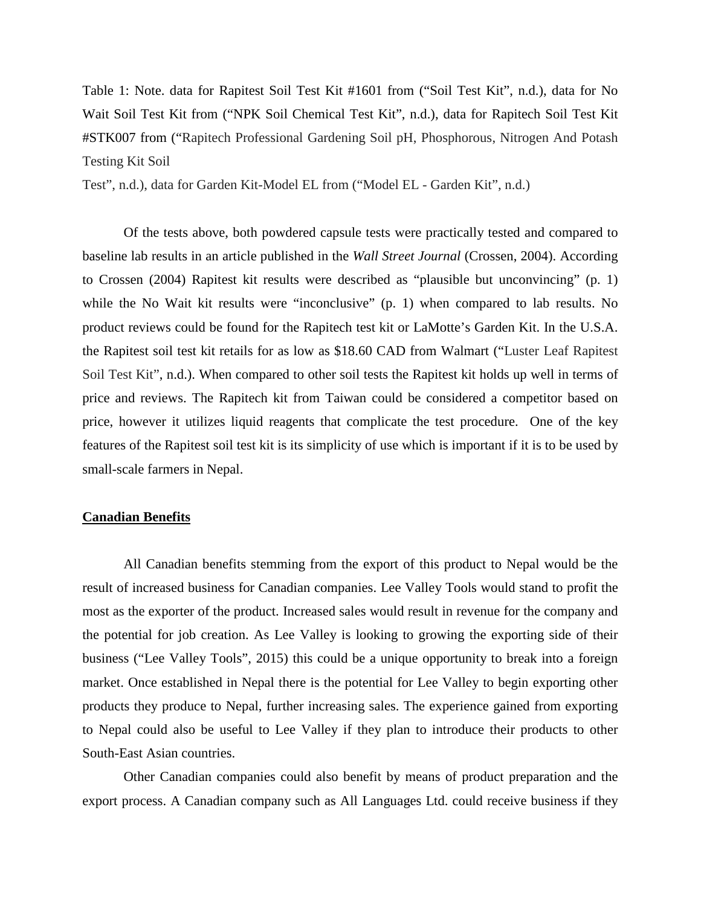Table 1: Note. data for Rapitest Soil Test Kit #1601 from ("Soil Test Kit", n.d.), data for No Wait Soil Test Kit from ("NPK Soil Chemical Test Kit", n.d.), data for Rapitech Soil Test Kit #STK007 from ("Rapitech Professional Gardening Soil pH, Phosphorous, Nitrogen And Potash Testing Kit Soil Test", n.d.), data for Garden Kit-Model EL from ("Model EL - Garden Kit", n.d.)

Of the tests above, both powdered capsule tests were practically tested and compared to baseline lab results in an article published in the *Wall Street Journal* (Crossen, 2004). According to Crossen (2004) Rapitest kit results were described as "plausible but unconvincing" (p. 1) while the No Wait kit results were "inconclusive" (p. 1) when compared to lab results. No product reviews could be found for the Rapitech test kit or LaMotte's Garden Kit. In the U.S.A. the Rapitest soil test kit retails for as low as $18.60 CAD from Walmart ("Luster Leaf Rapitest Soil Test Kit", n.d.). When compared to other soil tests the Rapitest kit holds up well in terms of price and reviews. The Rapitech kit from Taiwan could be considered a competitor based on price, however it utilizes liquid reagents that complicate the test procedure. One of the key features of the Rapitest soil test kit is its simplicity of use which is important if it is to be used by small-scale farmers in Nepal.

## Canadian Benefits

All Canadian benefits stemming from the export of this product to Nepal would be the result of increased business for Canadian companies. Lee Valley Tools would stand to profit the most as the exporter of the product. Increased sales would result in revenue for the company and the potential for job creation. As Lee Valley is looking to growing the exporting side of their business ("Lee Valley Tools", 2015) this could be a unique opportunity to break into a foreign market. Once established in Nepal there is the potential for Lee Valley to begin exporting other products they produce to Nepal, further increasing sales. The experience gained from exporting to Nepal could also be useful to Lee Valley if they plan to introduce their products to other South-East Asian countries.

Other Canadian companies could also benefit by means of product preparation and the export process. A Canadian company such as All Languages Ltd. could receive business if they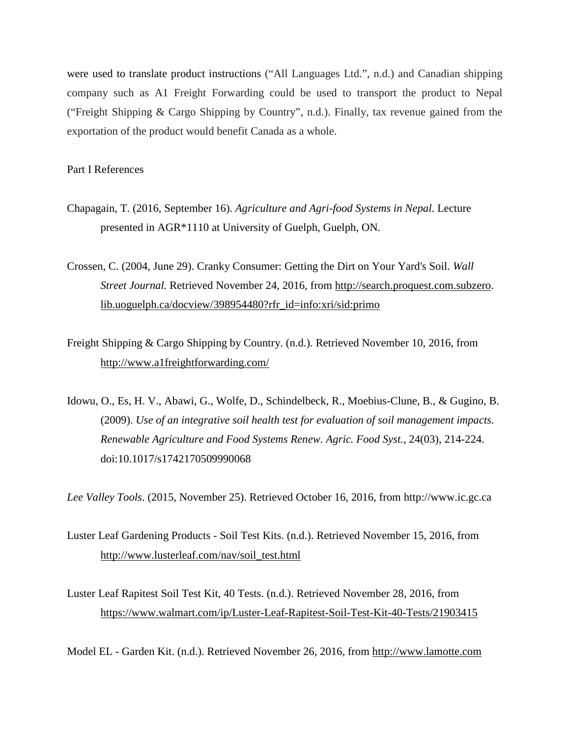were used to translate product instructions ("All Languages Ltd.", n.d.) and Canadian shipping company such as A1 Freight Forwarding could be used to transport the product to Nepal ("Freight Shipping & Cargo Shipping by Country", n.d.). Finally, tax revenue gained from the exportation of the product would benefit Canada as a whole.

Part I References

Chapagain, T. (2016, September 16). *Agriculture and Agri-food Systems in Nepal*. Lecture presented in AGR*1110 at University of Guelph, Guelph, ON.

Crossen, C. (2004, June 29). Cranky Consumer: Getting the Dirt on Your Yard's Soil. *Wall Street Journal.* Retrieved November 24, 2016, from http://search.proquest.com.subzero.lib.uoguelph.ca/docview/398954480?rfr_id=info:xri/sid:primo

Freight Shipping & Cargo Shipping by Country. (n.d.). Retrieved November 10, 2016, from http://www.a1freightforwarding.com/

Idowu, O., Es, H. V., Abawi, G., Wolfe, D., Schindelbeck, R., Moebius-Clune, B., & Gugino, B. (2009). *Use of an integrative soil health test for evaluation of soil management impacts. Renewable Agriculture and Food Systems Renew. Agric. Food Syst.*, 24(03), 214-224. doi:10.1017/s1742170509990068

*Lee Valley Tools*. (2015, November 25). Retrieved October 16, 2016, from http://www.ic.gc.ca

Luster Leaf Gardening Products - Soil Test Kits. (n.d.). Retrieved November 15, 2016, from http://www.lusterleaf.com/nav/soil_test.html

Luster Leaf Rapitest Soil Test Kit, 40 Tests. (n.d.). Retrieved November 28, 2016, from https://www.walmart.com/ip/Luster-Leaf-Rapitest-Soil-Test-Kit-40-Tests/21903415

Model EL - Garden Kit. (n.d.). Retrieved November 26, 2016, from http://www.lamotte.com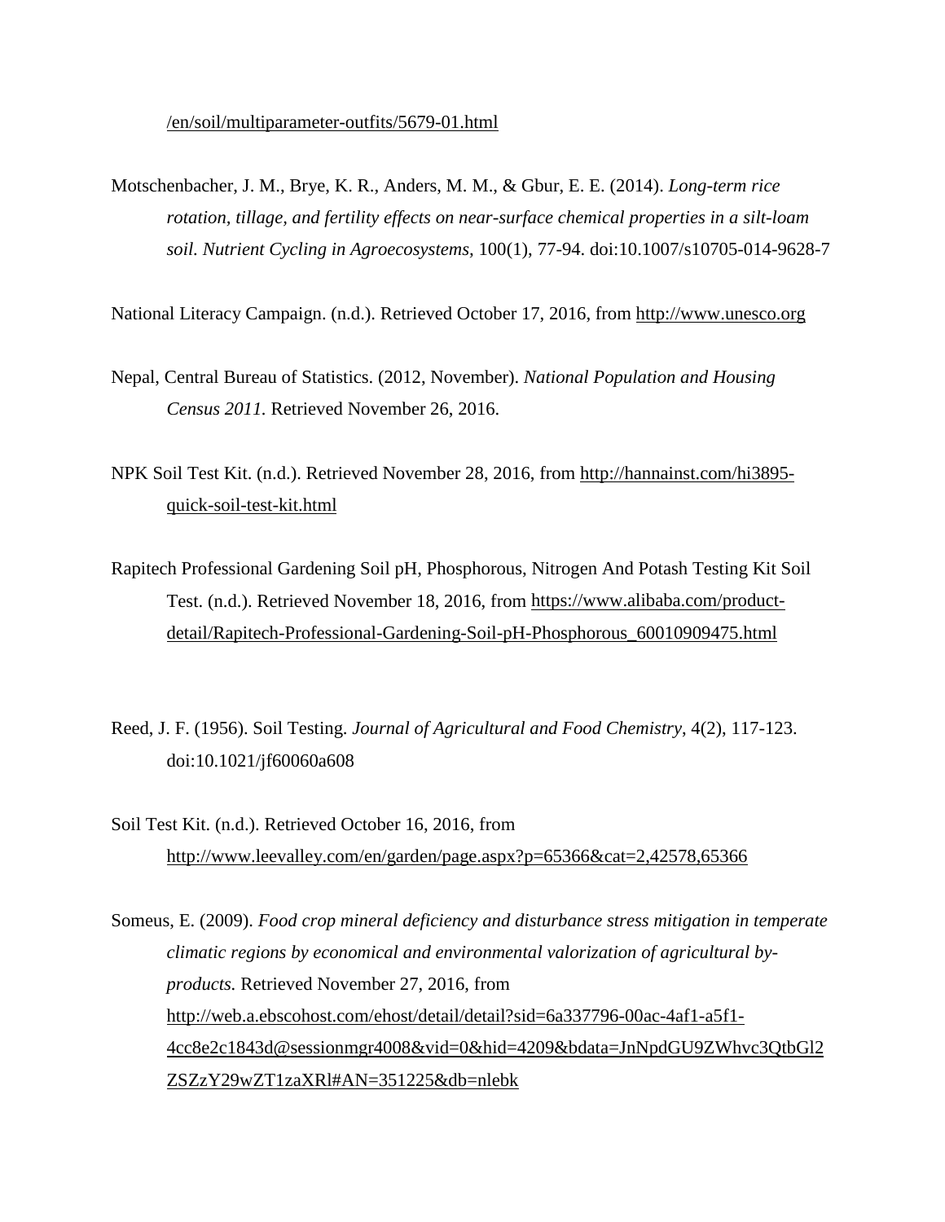/en/soil/multiparameter-outfits/5679-01.html

Motschenbacher, J. M., Brye, K. R., Anders, M. M., & Gbur, E. E. (2014). *Long-term rice rotation, tillage, and fertility effects on near-surface chemical properties in a silt-loam soil. Nutrient Cycling in Agroecosystems,* 100(1), 77-94. doi:10.1007/s10705-014-9628-7

National Literacy Campaign. (n.d.). Retrieved October 17, 2016, from http://www.unesco.org

Nepal, Central Bureau of Statistics. (2012, November). *National Population and Housing Census 2011.* Retrieved November 26, 2016.

NPK Soil Test Kit. (n.d.). Retrieved November 28, 2016, from http://hannainst.com/hi3895-quick-soil-test-kit.html

Rapitech Professional Gardening Soil pH, Phosphorous, Nitrogen And Potash Testing Kit Soil Test. (n.d.). Retrieved November 18, 2016, from https://www.alibaba.com/product-detail/Rapitech-Professional-Gardening-Soil-pH-Phosphorous_60010909475.html

Reed, J. F. (1956). Soil Testing. *Journal of Agricultural and Food Chemistry*, 4(2), 117-123. doi:10.1021/jf60060a608

Soil Test Kit. (n.d.). Retrieved October 16, 2016, from http://www.leevalley.com/en/garden/page.aspx?p=65366&cat=2,42578,65366

Someus, E. (2009). *Food crop mineral deficiency and disturbance stress mitigation in temperate climatic regions by economical and environmental valorization of agricultural by-products.* Retrieved November 27, 2016, from http://web.a.ebscohost.com/ehost/detail/detail?sid=6a337796-00ac-4af1-a5f1-4cc8e2c1843d@sessionmgr4008&vid=0&hid=4209&bdata=JnNpdGU9ZWhvc3QtbGl2ZSZzY29wZT1zaXRl#AN=351225&db=nlebk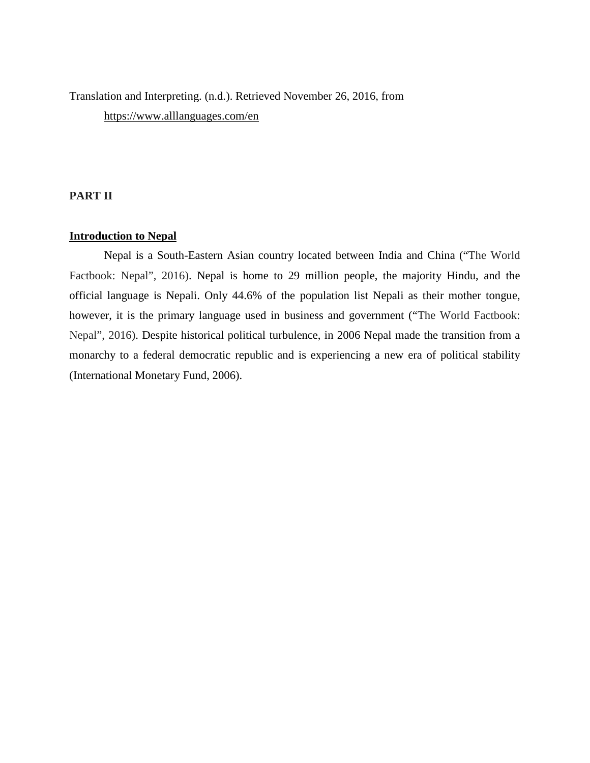Translation and Interpreting. (n.d.). Retrieved November 26, 2016, from https://www.alllanguages.com/en

**PART II**

**Introduction to Nepal**

Nepal is a South-Eastern Asian country located between India and China ("The World Factbook: Nepal", 2016). Nepal is home to 29 million people, the majority Hindu, and the official language is Nepali. Only 44.6% of the population list Nepali as their mother tongue, however, it is the primary language used in business and government ("The World Factbook: Nepal", 2016). Despite historical political turbulence, in 2006 Nepal made the transition from a monarchy to a federal democratic republic and is experiencing a new era of political stability (International Monetary Fund, 2006).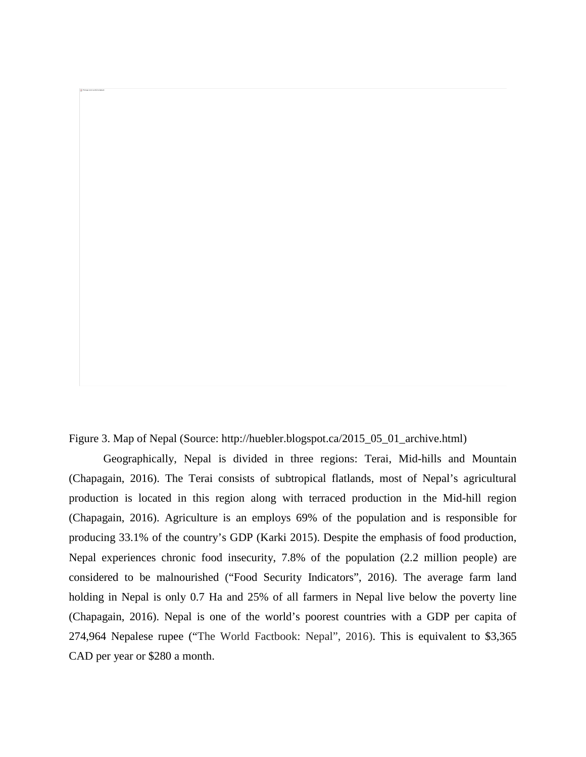Figure 3. Map of Nepal (Source: http://huebler.blogspot.ca/2015_05_01_archive.html)

Geographically, Nepal is divided in three regions: Terai, Mid-hills and Mountain (Chapagain, 2016). The Terai consists of subtropical flatlands, most of Nepal's agricultural production is located in this region along with terraced production in the Mid-hill region (Chapagain, 2016). Agriculture is an employs 69% of the population and is responsible for producing 33.1% of the country's GDP (Karki 2015). Despite the emphasis of food production, Nepal experiences chronic food insecurity, 7.8% of the population (2.2 million people) are considered to be malnourished ("Food Security Indicators", 2016). The average farm land holding in Nepal is only 0.7 Ha and 25% of all farmers in Nepal live below the poverty line (Chapagain, 2016). Nepal is one of the world's poorest countries with a GDP per capita of 274,964 Nepalese rupee ("The World Factbook: Nepal", 2016). This is equivalent to $3,365 CAD per year or $280 a month.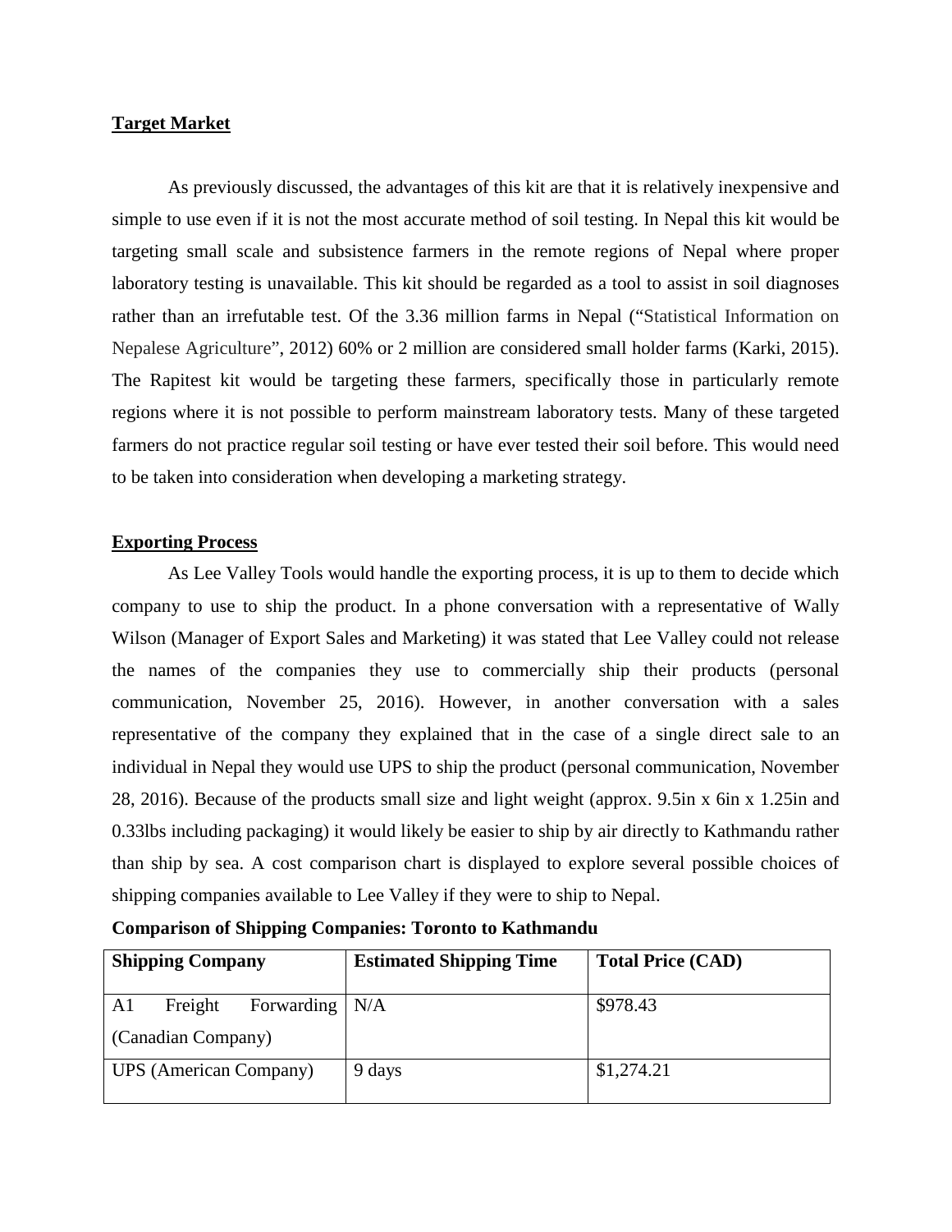## Target Market

As previously discussed, the advantages of this kit are that it is relatively inexpensive and simple to use even if it is not the most accurate method of soil testing. In Nepal this kit would be targeting small scale and subsistence farmers in the remote regions of Nepal where proper laboratory testing is unavailable. This kit should be regarded as a tool to assist in soil diagnoses rather than an irrefutable test. Of the 3.36 million farms in Nepal ("Statistical Information on Nepalese Agriculture", 2012) 60% or 2 million are considered small holder farms (Karki, 2015). The Rapitest kit would be targeting these farmers, specifically those in particularly remote regions where it is not possible to perform mainstream laboratory tests. Many of these targeted farmers do not practice regular soil testing or have ever tested their soil before. This would need to be taken into consideration when developing a marketing strategy.

## Exporting Process

As Lee Valley Tools would handle the exporting process, it is up to them to decide which company to use to ship the product. In a phone conversation with a representative of Wally Wilson (Manager of Export Sales and Marketing) it was stated that Lee Valley could not release the names of the companies they use to commercially ship their products (personal communication, November 25, 2016). However, in another conversation with a sales representative of the company they explained that in the case of a single direct sale to an individual in Nepal they would use UPS to ship the product (personal communication, November 28, 2016). Because of the products small size and light weight (approx. 9.5in x 6in x 1.25in and 0.33lbs including packaging) it would likely be easier to ship by air directly to Kathmandu rather than ship by sea. A cost comparison chart is displayed to explore several possible choices of shipping companies available to Lee Valley if they were to ship to Nepal.

**Comparison of Shipping Companies: Toronto to Kathmandu**

| Shipping Company | Estimated Shipping Time | Total Price (CAD) |
|---|---|---|
| A1 Freight Forwarding (Canadian Company) | N/A | $978.43 |
| UPS (American Company) | 9 days | $1,274.21 |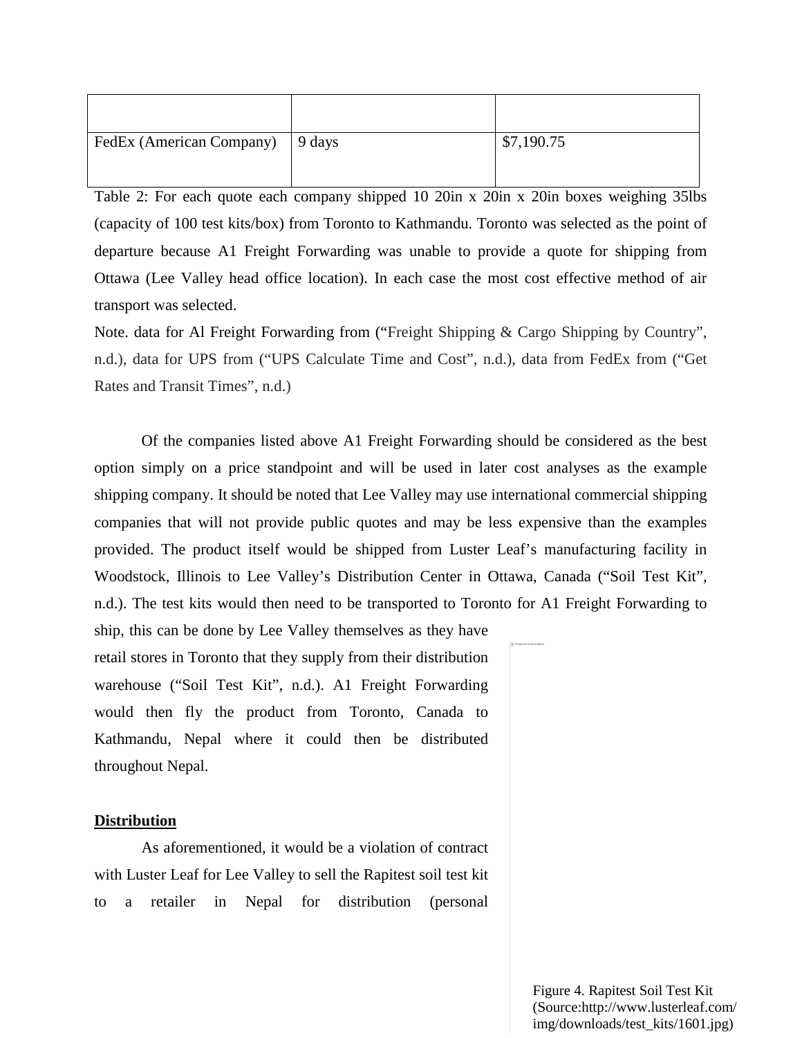| | | |
|---|---|---|
| FedEx (American Company) | 9 days | $7,190.75 |

Table 2: For each quote each company shipped 10 20in x 20in x 20in boxes weighing 35lbs (capacity of 100 test kits/box) from Toronto to Kathmandu. Toronto was selected as the point of departure because A1 Freight Forwarding was unable to provide a quote for shipping from Ottawa (Lee Valley head office location). In each case the most cost effective method of air transport was selected.

Note. data for Al Freight Forwarding from ("Freight Shipping & Cargo Shipping by Country", n.d.), data for UPS from ("UPS Calculate Time and Cost", n.d.), data from FedEx from ("Get Rates and Transit Times", n.d.)

Of the companies listed above A1 Freight Forwarding should be considered as the best option simply on a price standpoint and will be used in later cost analyses as the example shipping company. It should be noted that Lee Valley may use international commercial shipping companies that will not provide public quotes and may be less expensive than the examples provided. The product itself would be shipped from Luster Leaf's manufacturing facility in Woodstock, Illinois to Lee Valley's Distribution Center in Ottawa, Canada ("Soil Test Kit", n.d.). The test kits would then need to be transported to Toronto for A1 Freight Forwarding to ship, this can be done by Lee Valley themselves as they have retail stores in Toronto that they supply from their distribution warehouse ("Soil Test Kit", n.d.). A1 Freight Forwarding would then fly the product from Toronto, Canada to Kathmandu, Nepal where it could then be distributed throughout Nepal.

**Distribution**

As aforementioned, it would be a violation of contract with Luster Leaf for Lee Valley to sell the Rapitest soil test kit to a retailer in Nepal for distribution (personal

Figure 4. Rapitest Soil Test Kit (Source:http://www.lusterleaf.com/img/downloads/test_kits/1601.jpg)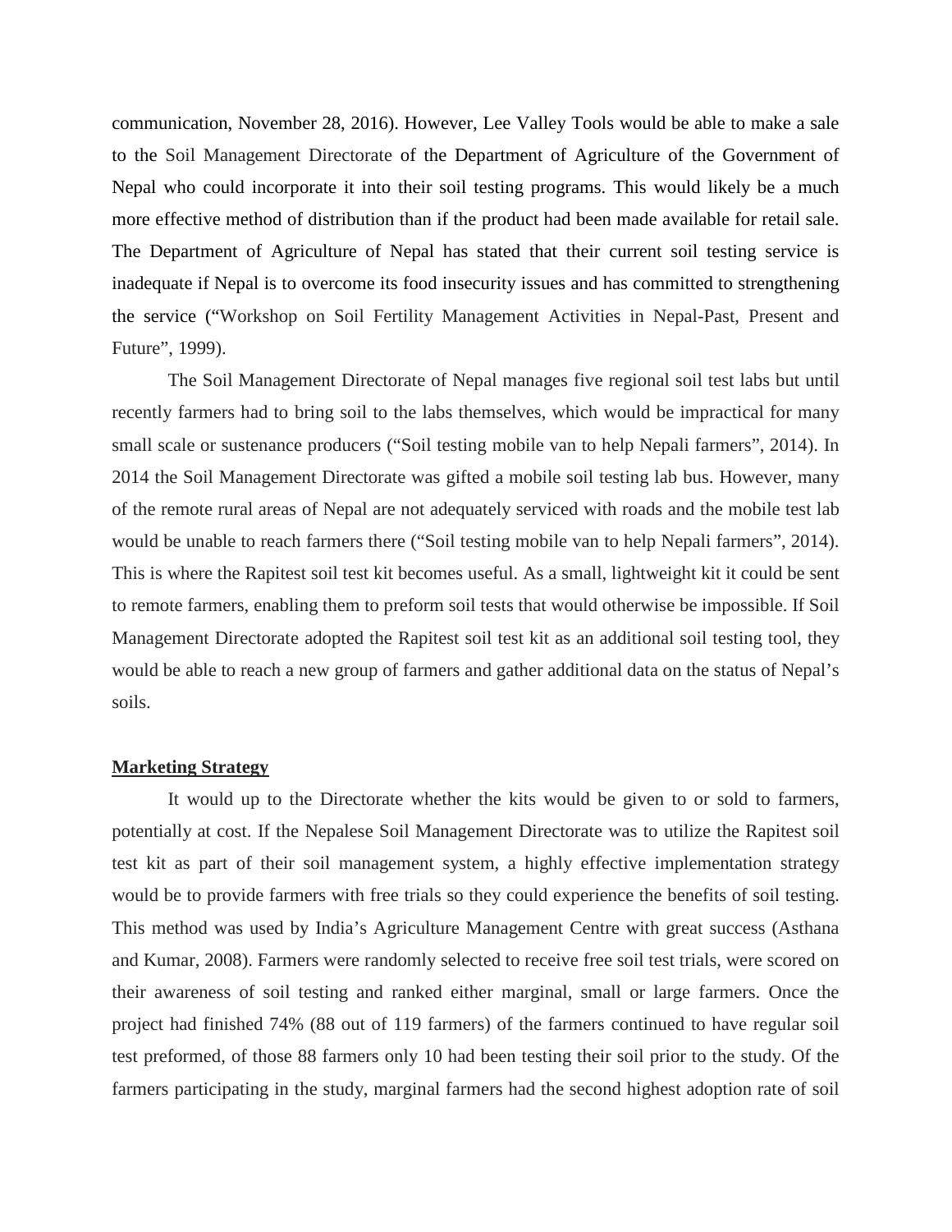communication, November 28, 2016). However, Lee Valley Tools would be able to make a sale to the Soil Management Directorate of the Department of Agriculture of the Government of Nepal who could incorporate it into their soil testing programs. This would likely be a much more effective method of distribution than if the product had been made available for retail sale. The Department of Agriculture of Nepal has stated that their current soil testing service is inadequate if Nepal is to overcome its food insecurity issues and has committed to strengthening the service ("Workshop on Soil Fertility Management Activities in Nepal-Past, Present and Future", 1999).

The Soil Management Directorate of Nepal manages five regional soil test labs but until recently farmers had to bring soil to the labs themselves, which would be impractical for many small scale or sustenance producers ("Soil testing mobile van to help Nepali farmers", 2014). In 2014 the Soil Management Directorate was gifted a mobile soil testing lab bus. However, many of the remote rural areas of Nepal are not adequately serviced with roads and the mobile test lab would be unable to reach farmers there ("Soil testing mobile van to help Nepali farmers", 2014). This is where the Rapitest soil test kit becomes useful. As a small, lightweight kit it could be sent to remote farmers, enabling them to preform soil tests that would otherwise be impossible. If Soil Management Directorate adopted the Rapitest soil test kit as an additional soil testing tool, they would be able to reach a new group of farmers and gather additional data on the status of Nepal's soils.

## Marketing Strategy

It would up to the Directorate whether the kits would be given to or sold to farmers, potentially at cost. If the Nepalese Soil Management Directorate was to utilize the Rapitest soil test kit as part of their soil management system, a highly effective implementation strategy would be to provide farmers with free trials so they could experience the benefits of soil testing. This method was used by India's Agriculture Management Centre with great success (Asthana and Kumar, 2008). Farmers were randomly selected to receive free soil test trials, were scored on their awareness of soil testing and ranked either marginal, small or large farmers. Once the project had finished 74% (88 out of 119 farmers) of the farmers continued to have regular soil test preformed, of those 88 farmers only 10 had been testing their soil prior to the study. Of the farmers participating in the study, marginal farmers had the second highest adoption rate of soil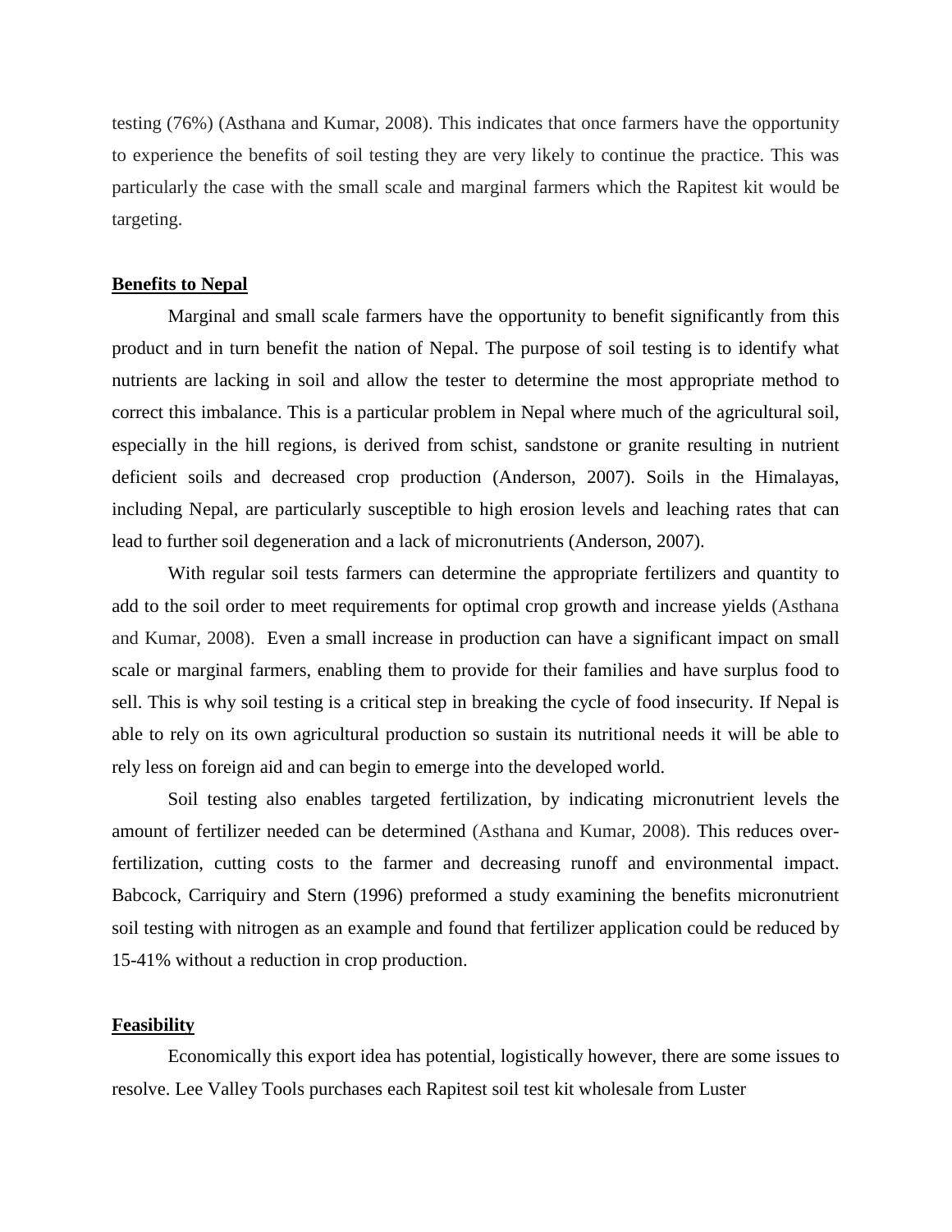testing (76%) (Asthana and Kumar, 2008). This indicates that once farmers have the opportunity to experience the benefits of soil testing they are very likely to continue the practice. This was particularly the case with the small scale and marginal farmers which the Rapitest kit would be targeting.

**Benefits to Nepal**

Marginal and small scale farmers have the opportunity to benefit significantly from this product and in turn benefit the nation of Nepal. The purpose of soil testing is to identify what nutrients are lacking in soil and allow the tester to determine the most appropriate method to correct this imbalance. This is a particular problem in Nepal where much of the agricultural soil, especially in the hill regions, is derived from schist, sandstone or granite resulting in nutrient deficient soils and decreased crop production (Anderson, 2007). Soils in the Himalayas, including Nepal, are particularly susceptible to high erosion levels and leaching rates that can lead to further soil degeneration and a lack of micronutrients (Anderson, 2007).

With regular soil tests farmers can determine the appropriate fertilizers and quantity to add to the soil order to meet requirements for optimal crop growth and increase yields (Asthana and Kumar, 2008). Even a small increase in production can have a significant impact on small scale or marginal farmers, enabling them to provide for their families and have surplus food to sell. This is why soil testing is a critical step in breaking the cycle of food insecurity. If Nepal is able to rely on its own agricultural production so sustain its nutritional needs it will be able to rely less on foreign aid and can begin to emerge into the developed world.

Soil testing also enables targeted fertilization, by indicating micronutrient levels the amount of fertilizer needed can be determined (Asthana and Kumar, 2008). This reduces over-fertilization, cutting costs to the farmer and decreasing runoff and environmental impact. Babcock, Carriquiry and Stern (1996) preformed a study examining the benefits micronutrient soil testing with nitrogen as an example and found that fertilizer application could be reduced by 15-41% without a reduction in crop production.

**Feasibility**

Economically this export idea has potential, logistically however, there are some issues to resolve. Lee Valley Tools purchases each Rapitest soil test kit wholesale from Luster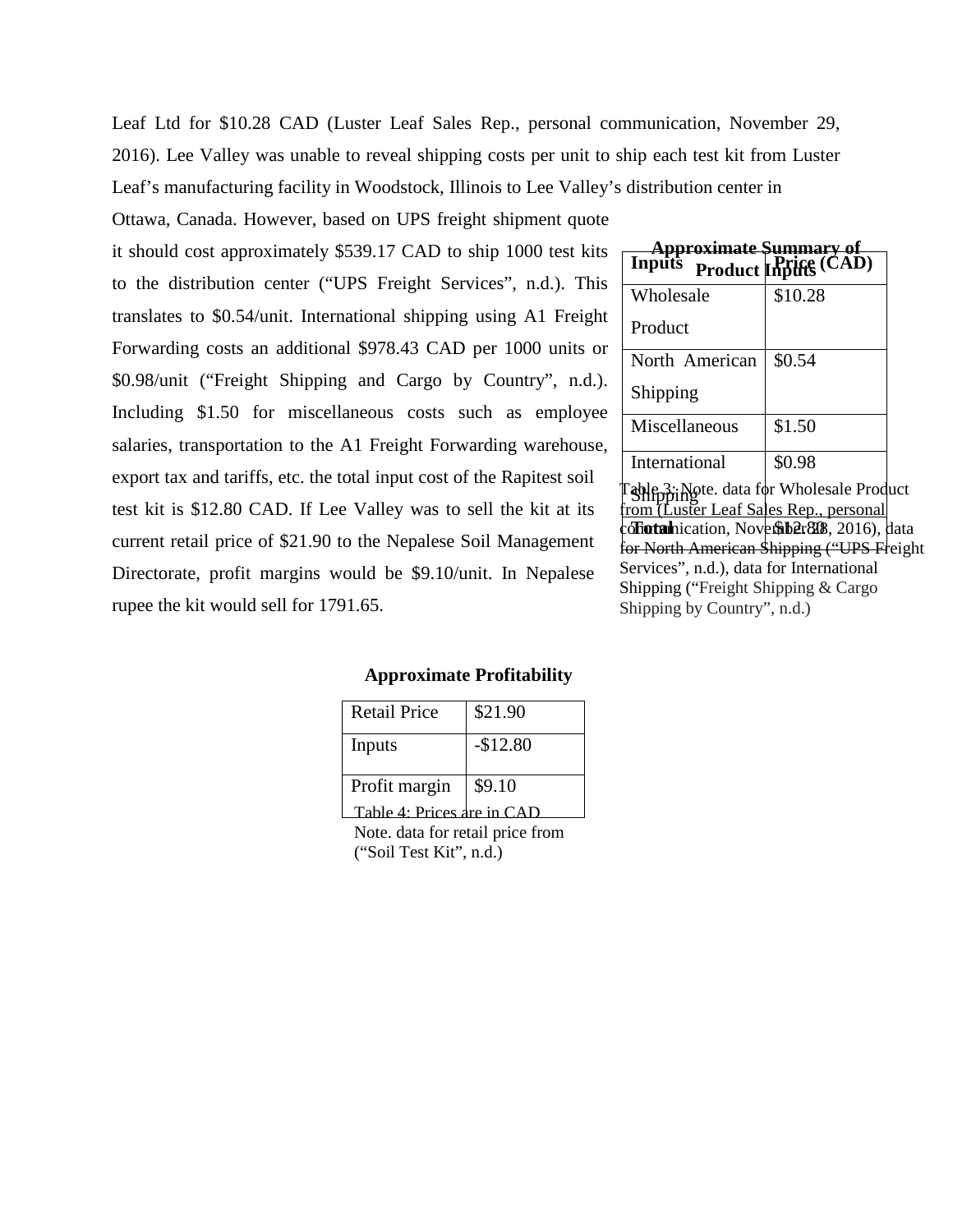Leaf Ltd for $10.28 CAD (Luster Leaf Sales Rep., personal communication, November 29, 2016). Lee Valley was unable to reveal shipping costs per unit to ship each test kit from Luster Leaf's manufacturing facility in Woodstock, Illinois to Lee Valley's distribution center in Ottawa, Canada. However, based on UPS freight shipment quote it should cost approximately $539.17 CAD to ship 1000 test kits to the distribution center ("UPS Freight Services", n.d.). This translates to $0.54/unit. International shipping using A1 Freight Forwarding costs an additional $978.43 CAD per 1000 units or $0.98/unit ("Freight Shipping and Cargo by Country", n.d.). Including $1.50 for miscellaneous costs such as employee salaries, transportation to the A1 Freight Forwarding warehouse, export tax and tariffs, etc. the total input cost of the Rapitest soil test kit is $12.80 CAD. If Lee Valley was to sell the kit at its current retail price of $21.90 to the Nepalese Soil Management Directorate, profit margins would be $9.10/unit. In Nepalese rupee the kit would sell for 1791.65.

**Approximate Summary of Product Inputs**

| Inputs | Price (CAD) |
|---|---|
| Wholesale Product | $10.28 |
| North American Shipping | $0.54 |
| Miscellaneous | $1.50 |
| International Shipping | $0.98 |
| **Total** | $12.80 |

Table 3: Note. data for Wholesale Product from (Luster Leaf Sales Rep., personal communication, November 28, 2016), data for North American Shipping ("UPS Freight Services", n.d.), data for International Shipping ("Freight Shipping & Cargo Shipping by Country", n.d.)

**Approximate Profitability**

| Retail Price | $21.90 |
|---|---|
| Inputs | -$12.80 |
| Profit margin | $9.10 |

Table 4: Prices are in CAD
Note. data for retail price from ("Soil Test Kit", n.d.)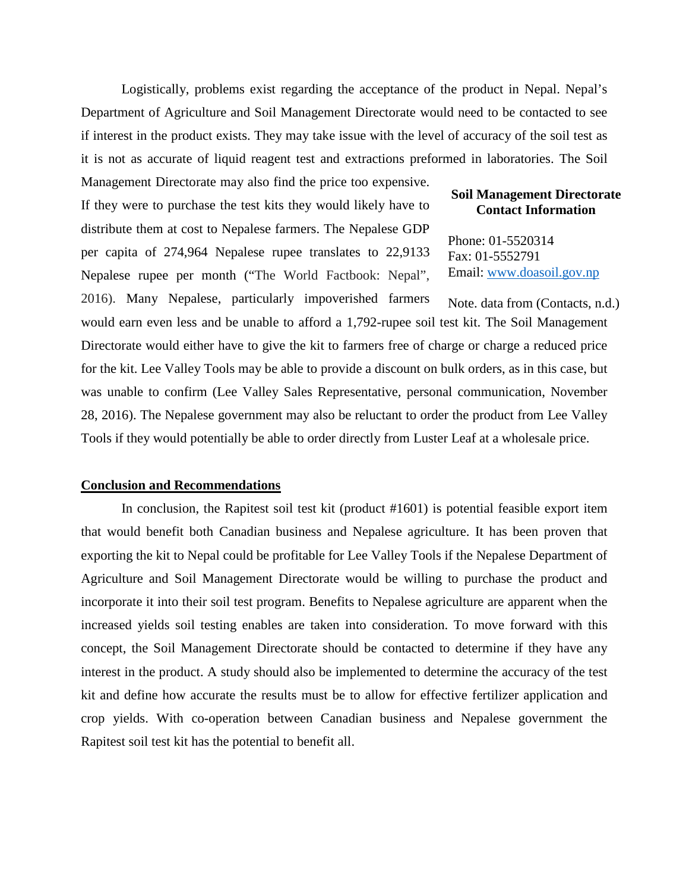Logistically, problems exist regarding the acceptance of the product in Nepal. Nepal's Department of Agriculture and Soil Management Directorate would need to be contacted to see if interest in the product exists. They may take issue with the level of accuracy of the soil test as it is not as accurate of liquid reagent test and extractions preformed in laboratories. The Soil Management Directorate may also find the price too expensive. If they were to purchase the test kits they would likely have to distribute them at cost to Nepalese farmers. The Nepalese GDP per capita of 274,964 Nepalese rupee translates to 22,9133 Nepalese rupee per month ("The World Factbook: Nepal", 2016). Many Nepalese, particularly impoverished farmers would earn even less and be unable to afford a 1,792-rupee soil test kit. The Soil Management Directorate would either have to give the kit to farmers free of charge or charge a reduced price for the kit. Lee Valley Tools may be able to provide a discount on bulk orders, as in this case, but was unable to confirm (Lee Valley Sales Representative, personal communication, November 28, 2016). The Nepalese government may also be reluctant to order the product from Lee Valley Tools if they would potentially be able to order directly from Luster Leaf at a wholesale price.

**Soil Management Directorate Contact Information**

Phone: 01-5520314
Fax: 01-5552791
Email: [www.doasoil.gov.np](www.doasoil.gov.np)

Note. data from (Contacts, n.d.)

## Conclusion and Recommendations

In conclusion, the Rapitest soil test kit (product #1601) is potential feasible export item that would benefit both Canadian business and Nepalese agriculture. It has been proven that exporting the kit to Nepal could be profitable for Lee Valley Tools if the Nepalese Department of Agriculture and Soil Management Directorate would be willing to purchase the product and incorporate it into their soil test program. Benefits to Nepalese agriculture are apparent when the increased yields soil testing enables are taken into consideration. To move forward with this concept, the Soil Management Directorate should be contacted to determine if they have any interest in the product. A study should also be implemented to determine the accuracy of the test kit and define how accurate the results must be to allow for effective fertilizer application and crop yields. With co-operation between Canadian business and Nepalese government the Rapitest soil test kit has the potential to benefit all.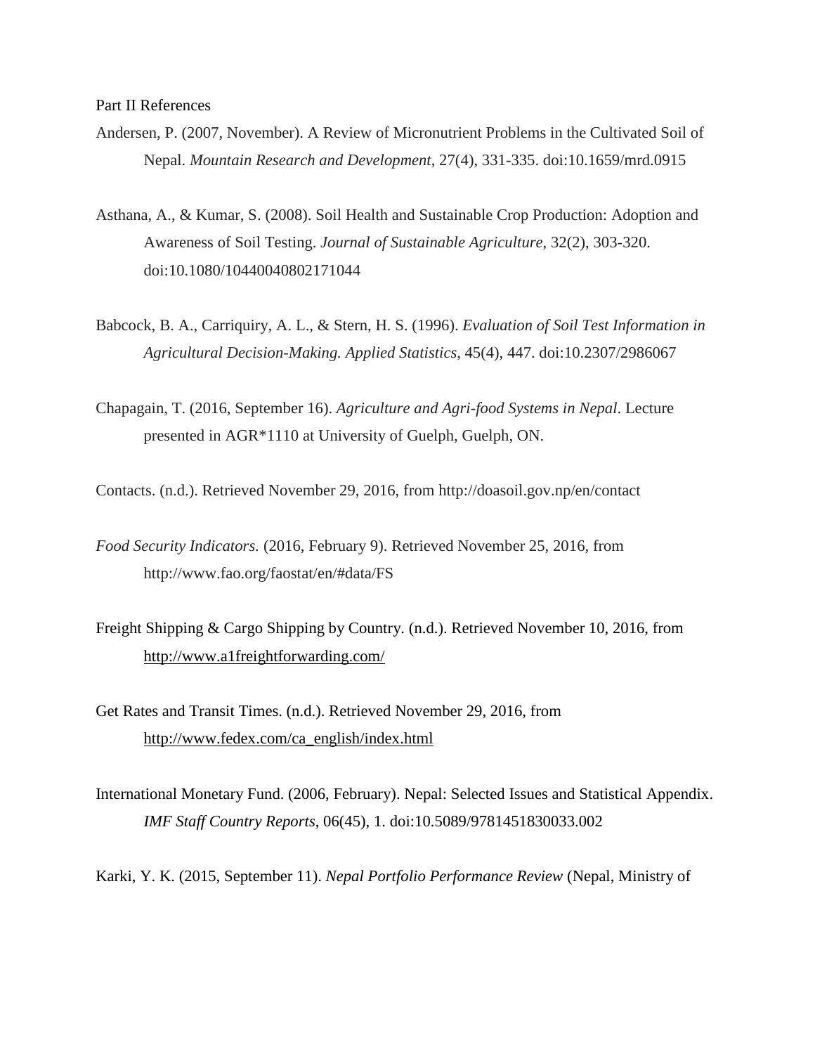Part II References

Andersen, P. (2007, November). A Review of Micronutrient Problems in the Cultivated Soil of Nepal. *Mountain Research and Development*, 27(4), 331-335. doi:10.1659/mrd.0915

Asthana, A., & Kumar, S. (2008). Soil Health and Sustainable Crop Production: Adoption and Awareness of Soil Testing. *Journal of Sustainable Agriculture*, 32(2), 303-320. doi:10.1080/10440040802171044

Babcock, B. A., Carriquiry, A. L., & Stern, H. S. (1996). *Evaluation of Soil Test Information in Agricultural Decision-Making. Applied Statistics*, 45(4), 447. doi:10.2307/2986067

Chapagain, T. (2016, September 16). *Agriculture and Agri-food Systems in Nepal*. Lecture presented in AGR*1110 at University of Guelph, Guelph, ON.

Contacts. (n.d.). Retrieved November 29, 2016, from http://doasoil.gov.np/en/contact

*Food Security Indicators.* (2016, February 9). Retrieved November 25, 2016, from http://www.fao.org/faostat/en/#data/FS

Freight Shipping & Cargo Shipping by Country. (n.d.). Retrieved November 10, 2016, from http://www.a1freightforwarding.com/

Get Rates and Transit Times. (n.d.). Retrieved November 29, 2016, from http://www.fedex.com/ca_english/index.html

International Monetary Fund. (2006, February). Nepal: Selected Issues and Statistical Appendix. *IMF Staff Country Reports*, 06(45), 1. doi:10.5089/9781451830033.002

Karki, Y. K. (2015, September 11). *Nepal Portfolio Performance Review* (Nepal, Ministry of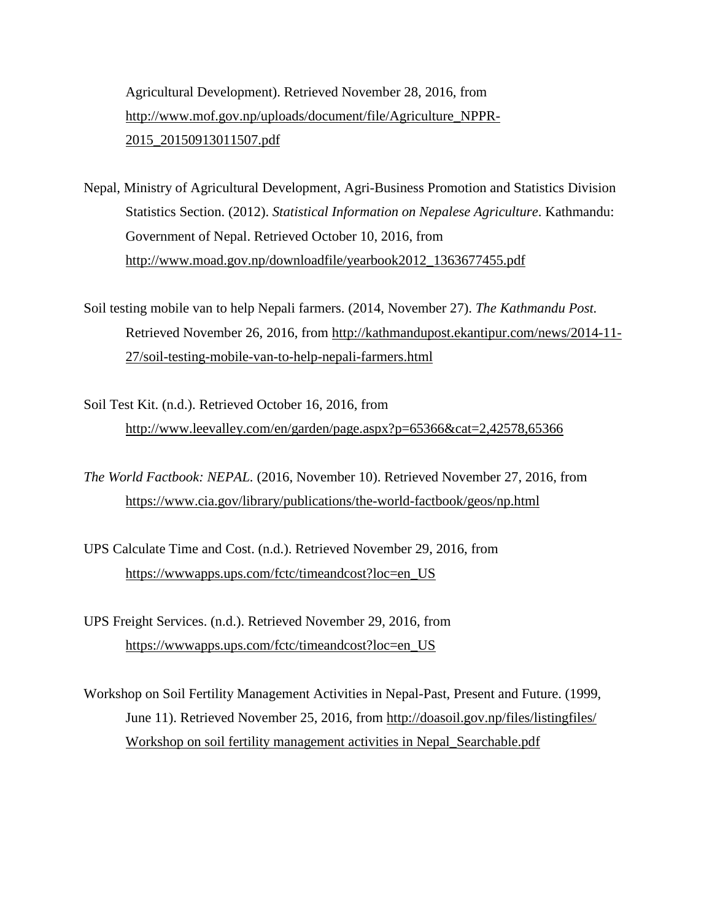Agricultural Development). Retrieved November 28, 2016, from http://www.mof.gov.np/uploads/document/file/Agriculture_NPPR-2015_20150913011507.pdf

Nepal, Ministry of Agricultural Development, Agri-Business Promotion and Statistics Division Statistics Section. (2012). *Statistical Information on Nepalese Agriculture*. Kathmandu: Government of Nepal. Retrieved October 10, 2016, from http://www.moad.gov.np/downloadfile/yearbook2012_1363677455.pdf

Soil testing mobile van to help Nepali farmers. (2014, November 27). *The Kathmandu Post.* Retrieved November 26, 2016, from http://kathmandupost.ekantipur.com/news/2014-11-27/soil-testing-mobile-van-to-help-nepali-farmers.html

Soil Test Kit. (n.d.). Retrieved October 16, 2016, from http://www.leevalley.com/en/garden/page.aspx?p=65366&cat=2,42578,65366

*The World Factbook: NEPAL.* (2016, November 10). Retrieved November 27, 2016, from https://www.cia.gov/library/publications/the-world-factbook/geos/np.html

UPS Calculate Time and Cost. (n.d.). Retrieved November 29, 2016, from https://wwwapps.ups.com/fctc/timeandcost?loc=en_US

UPS Freight Services. (n.d.). Retrieved November 29, 2016, from https://wwwapps.ups.com/fctc/timeandcost?loc=en_US

Workshop on Soil Fertility Management Activities in Nepal-Past, Present and Future. (1999, June 11). Retrieved November 25, 2016, from http://doasoil.gov.np/files/listingfiles/Workshop on soil fertility management activities in Nepal_Searchable.pdf